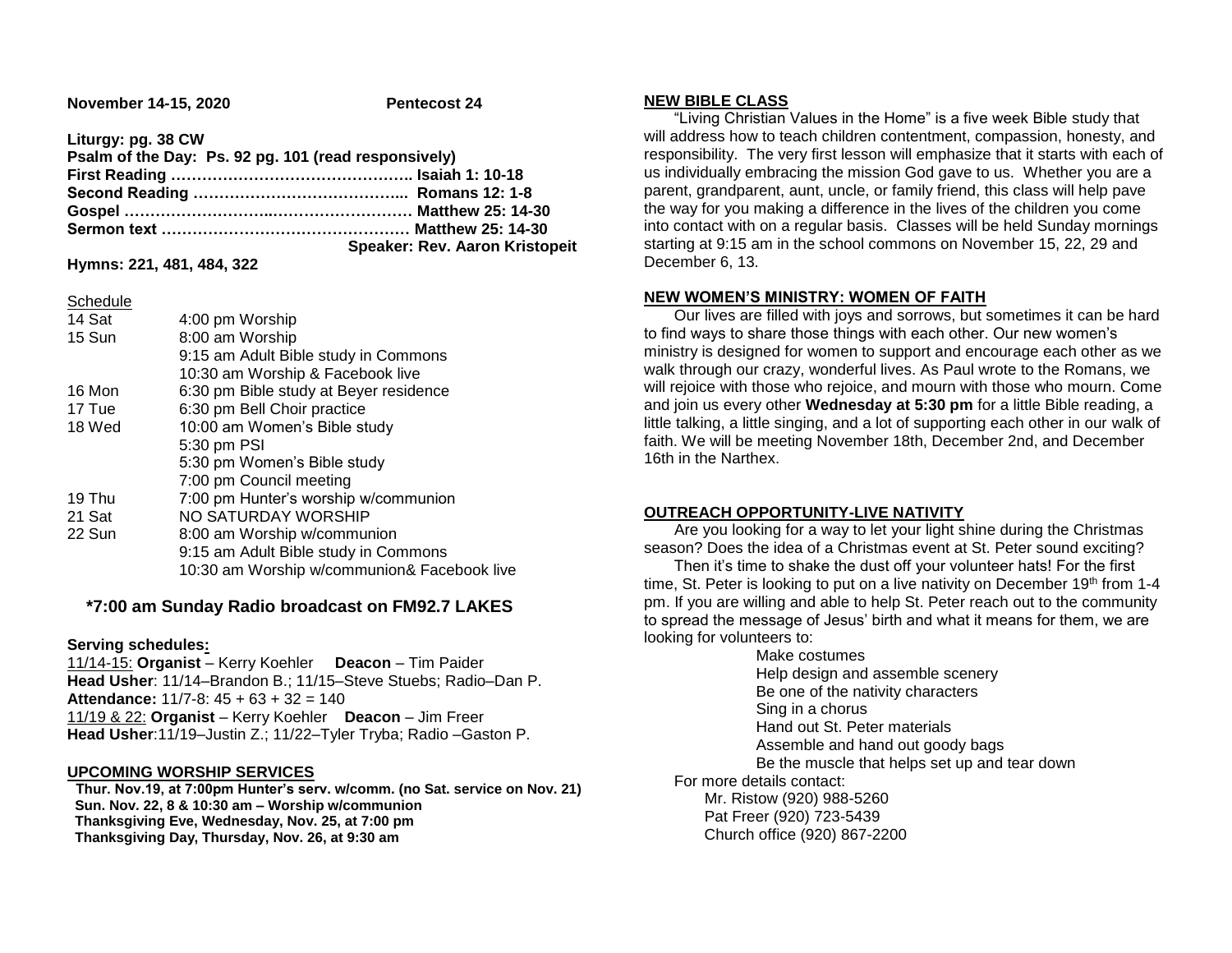**November 14-15, 2020** **Pentecost 24**

**Liturgy: pg. 38 CW**
**Psalm of the Day: Ps. 92 pg. 101 (read responsively)**
**First Reading ……………………………………….. Isaiah 1: 10-18**
**Second Reading …………………………………... Romans 12: 1-8**
**Gospel ………………………..……………………… Matthew 25: 14-30**
**Sermon text ………………………………………… Matthew 25: 14-30**
**Speaker: Rev. Aaron Kristopeit**

**Hymns: 221, 481, 484, 322**

Schedule

| | |
|---|---|
| 14 Sat | 4:00 pm Worship |
| 15 Sun | 8:00 am Worship |
| | 9:15 am Adult Bible study in Commons |
| | 10:30 am Worship & Facebook live |
| 16 Mon | 6:30 pm Bible study at Beyer residence |
| 17 Tue | 6:30 pm Bell Choir practice |
| 18 Wed | 10:00 am Women's Bible study |
| | 5:30 pm PSI |
| | 5:30 pm Women's Bible study |
| | 7:00 pm Council meeting |
| 19 Thu | 7:00 pm Hunter's worship w/communion |
| 21 Sat | NO SATURDAY WORSHIP |
| 22 Sun | 8:00 am Worship w/communion |
| | 9:15 am Adult Bible study in Commons |
| | 10:30 am Worship w/communion& Facebook live |

**\*7:00 am Sunday Radio broadcast on FM92.7 LAKES**

**Serving schedules:**
11/14-15: **Organist** – Kerry Koehler **Deacon** – Tim Paider
**Head Usher**: 11/14–Brandon B.; 11/15–Steve Stuebs; Radio–Dan P.
**Attendance:** 11/7-8: 45 + 63 + 32 = 140
11/19 & 22: **Organist** – Kerry Koehler **Deacon** – Jim Freer
**Head Usher**:11/19–Justin Z.; 11/22–Tyler Tryba; Radio –Gaston P.

**UPCOMING WORSHIP SERVICES**
**Thur. Nov.19, at 7:00pm Hunter's serv. w/comm. (no Sat. service on Nov. 21)**
**Sun. Nov. 22, 8 & 10:30 am – Worship w/communion**
**Thanksgiving Eve, Wednesday, Nov. 25, at 7:00 pm**
**Thanksgiving Day, Thursday, Nov. 26, at 9:30 am**

**NEW BIBLE CLASS**

"Living Christian Values in the Home" is a five week Bible study that will address how to teach children contentment, compassion, honesty, and responsibility. The very first lesson will emphasize that it starts with each of us individually embracing the mission God gave to us. Whether you are a parent, grandparent, aunt, uncle, or family friend, this class will help pave the way for you making a difference in the lives of the children you come into contact with on a regular basis. Classes will be held Sunday mornings starting at 9:15 am in the school commons on November 15, 22, 29 and December 6, 13.

**NEW WOMEN'S MINISTRY: WOMEN OF FAITH**

Our lives are filled with joys and sorrows, but sometimes it can be hard to find ways to share those things with each other. Our new women's ministry is designed for women to support and encourage each other as we walk through our crazy, wonderful lives. As Paul wrote to the Romans, we will rejoice with those who rejoice, and mourn with those who mourn. Come and join us every other **Wednesday at 5:30 pm** for a little Bible reading, a little talking, a little singing, and a lot of supporting each other in our walk of faith. We will be meeting November 18th, December 2nd, and December 16th in the Narthex.

**OUTREACH OPPORTUNITY-LIVE NATIVITY**

Are you looking for a way to let your light shine during the Christmas season? Does the idea of a Christmas event at St. Peter sound exciting?

Then it's time to shake the dust off your volunteer hats! For the first time, St. Peter is looking to put on a live nativity on December 19th from 1-4 pm. If you are willing and able to help St. Peter reach out to the community to spread the message of Jesus' birth and what it means for them, we are looking for volunteers to:

- Make costumes
- Help design and assemble scenery
- Be one of the nativity characters
- Sing in a chorus
- Hand out St. Peter materials
- Assemble and hand out goody bags
- Be the muscle that helps set up and tear down

For more details contact:
Mr. Ristow (920) 988-5260
Pat Freer (920) 723-5439
Church office (920) 867-2200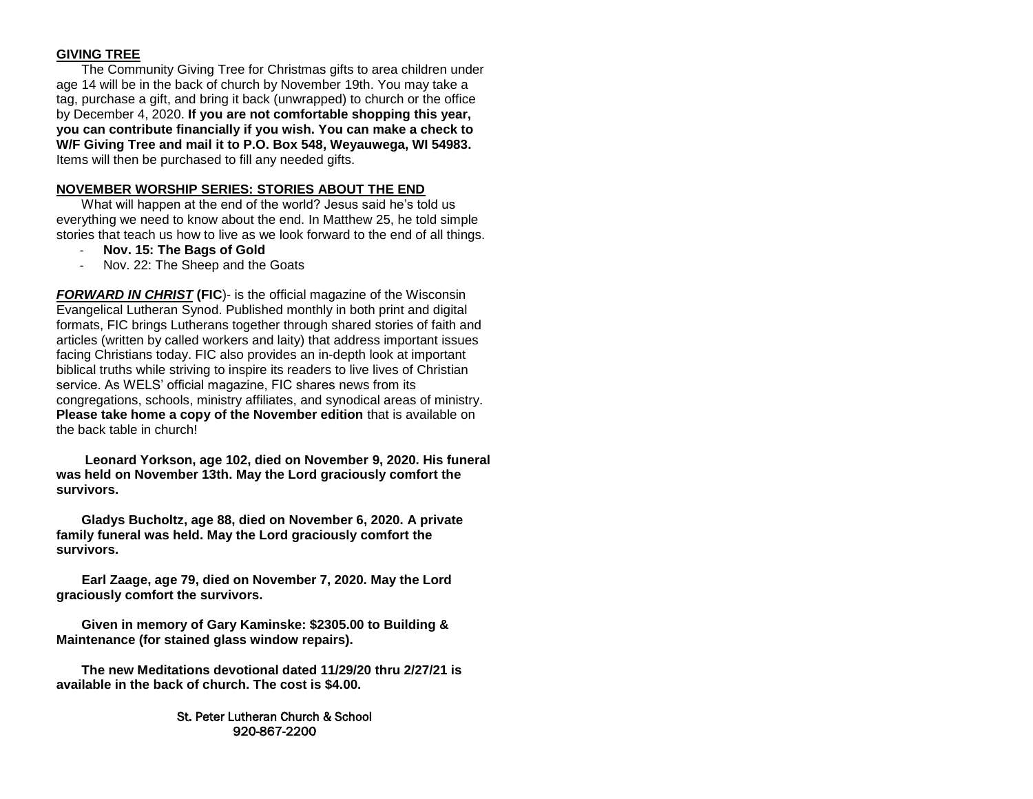**GIVING TREE**

The Community Giving Tree for Christmas gifts to area children under age 14 will be in the back of church by November 19th. You may take a tag, purchase a gift, and bring it back (unwrapped) to church or the office by December 4, 2020. **If you are not comfortable shopping this year, you can contribute financially if you wish. You can make a check to W/F Giving Tree and mail it to P.O. Box 548, Weyauwega, WI 54983.** Items will then be purchased to fill any needed gifts.

**NOVEMBER WORSHIP SERIES: STORIES ABOUT THE END**

What will happen at the end of the world? Jesus said he's told us everything we need to know about the end. In Matthew 25, he told simple stories that teach us how to live as we look forward to the end of all things.

- **Nov. 15: The Bags of Gold**
- Nov. 22: The Sheep and the Goats

***FORWARD IN CHRIST*** **(FIC)**- is the official magazine of the Wisconsin Evangelical Lutheran Synod. Published monthly in both print and digital formats, FIC brings Lutherans together through shared stories of faith and articles (written by called workers and laity) that address important issues facing Christians today. FIC also provides an in-depth look at important biblical truths while striving to inspire its readers to live lives of Christian service. As WELS' official magazine, FIC shares news from its congregations, schools, ministry affiliates, and synodical areas of ministry. **Please take home a copy of the November edition** that is available on the back table in church!

**Leonard Yorkson, age 102, died on November 9, 2020. His funeral was held on November 13th. May the Lord graciously comfort the survivors.**

**Gladys Bucholtz, age 88, died on November 6, 2020. A private family funeral was held. May the Lord graciously comfort the survivors.**

**Earl Zaage, age 79, died on November 7, 2020. May the Lord graciously comfort the survivors.**

**Given in memory of Gary Kaminske: $2305.00 to Building & Maintenance (for stained glass window repairs).**

**The new Meditations devotional dated 11/29/20 thru 2/27/21 is available in the back of church. The cost is $4.00.**

St. Peter Lutheran Church & School
920-867-2200